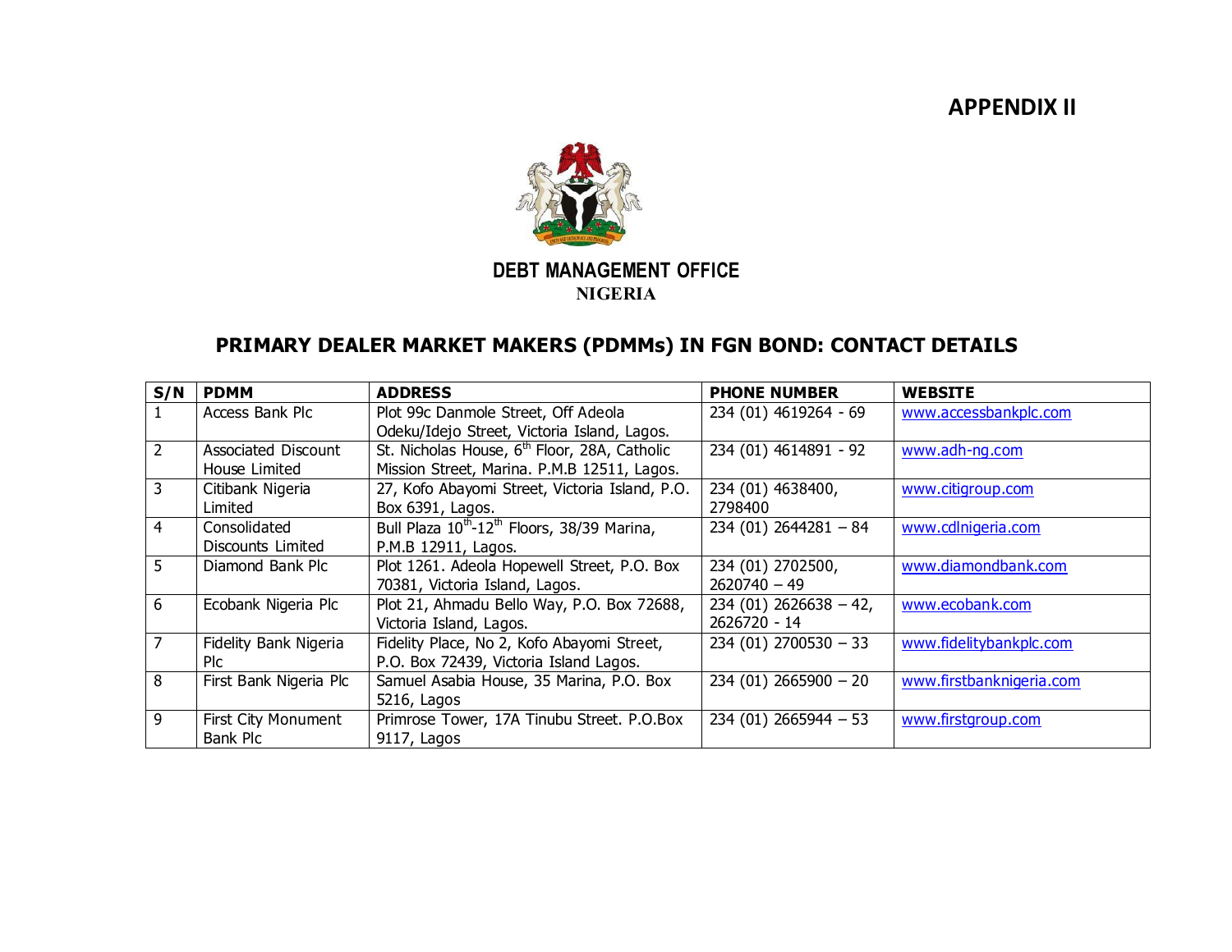**APPENDIX II**

**DEBT MANAGEMENT OFFICE**
**NIGERIA**

## PRIMARY DEALER MARKET MAKERS (PDMMs) IN FGN BOND: CONTACT DETAILS

| S/N | PDMM | ADDRESS | PHONE NUMBER | WEBSITE |
|---|---|---|---|---|
| 1 | Access Bank Plc | Plot 99c Danmole Street, Off Adeola Odeku/Idejo Street, Victoria Island, Lagos. | 234 (01) 4619264 - 69 | www.accessbankplc.com |
| 2 | Associated Discount House Limited | St. Nicholas House, 6th Floor, 28A, Catholic Mission Street, Marina. P.M.B 12511, Lagos. | 234 (01) 4614891 - 92 | www.adh-ng.com |
| 3 | Citibank Nigeria Limited | 27, Kofo Abayomi Street, Victoria Island, P.O. Box 6391, Lagos. | 234 (01) 4638400, 2798400 | www.citigroup.com |
| 4 | Consolidated Discounts Limited | Bull Plaza 10th-12th Floors, 38/39 Marina, P.M.B 12911, Lagos. | 234 (01) 2644281 – 84 | www.cdlnigeria.com |
| 5 | Diamond Bank Plc | Plot 1261. Adeola Hopewell Street, P.O. Box 70381, Victoria Island, Lagos. | 234 (01) 2702500, 2620740 – 49 | www.diamondbank.com |
| 6 | Ecobank Nigeria Plc | Plot 21, Ahmadu Bello Way, P.O. Box 72688, Victoria Island, Lagos. | 234 (01) 2626638 – 42, 2626720 - 14 | www.ecobank.com |
| 7 | Fidelity Bank Nigeria Plc | Fidelity Place, No 2, Kofo Abayomi Street, P.O. Box 72439, Victoria Island Lagos. | 234 (01) 2700530 – 33 | www.fidelitybankplc.com |
| 8 | First Bank Nigeria Plc | Samuel Asabia House, 35 Marina, P.O. Box 5216, Lagos | 234 (01) 2665900 – 20 | www.firstbanknigeria.com |
| 9 | First City Monument Bank Plc | Primrose Tower, 17A Tinubu Street. P.O.Box 9117, Lagos | 234 (01) 2665944 – 53 | www.firstgroup.com |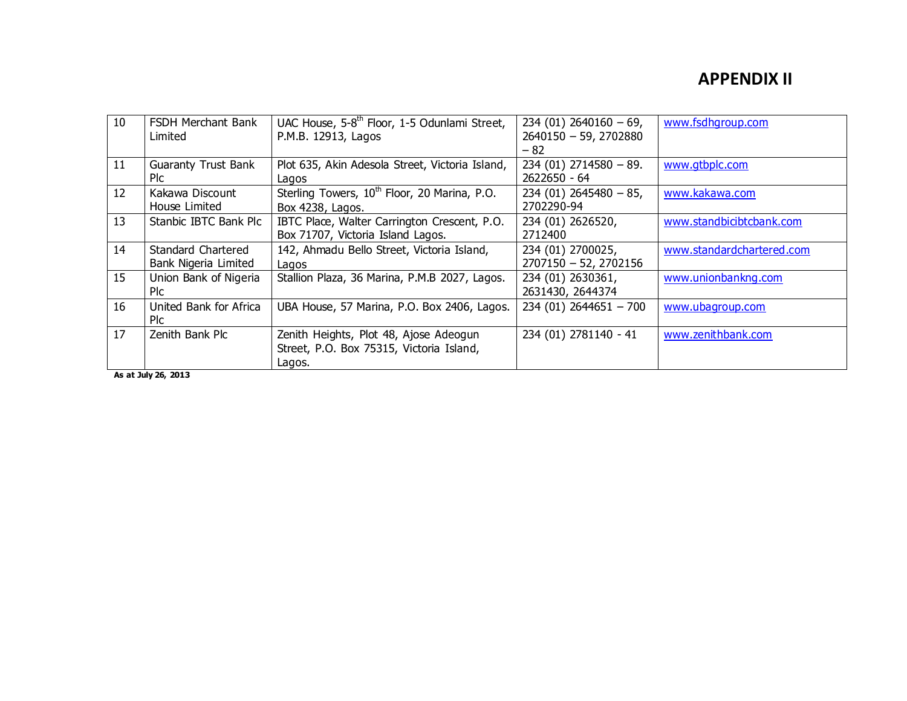# APPENDIX II

| | | | | |
|---|---|---|---|---|
| 10 | FSDH Merchant Bank Limited | UAC House, 5-8th Floor, 1-5 Odunlami Street, P.M.B. 12913, Lagos | 234 (01) 2640160 – 69, 2640150 – 59, 2702880 – 82 | www.fsdhgroup.com |
| 11 | Guaranty Trust Bank Plc | Plot 635, Akin Adesola Street, Victoria Island, Lagos | 234 (01) 2714580 – 89. 2622650 - 64 | www.gtbplc.com |
| 12 | Kakawa Discount House Limited | Sterling Towers, 10th Floor, 20 Marina, P.O. Box 4238, Lagos. | 234 (01) 2645480 – 85, 2702290-94 | www.kakawa.com |
| 13 | Stanbic IBTC Bank Plc | IBTC Place, Walter Carrington Crescent, P.O. Box 71707, Victoria Island Lagos. | 234 (01) 2626520, 2712400 | www.standbicibtcbank.com |
| 14 | Standard Chartered Bank Nigeria Limited | 142, Ahmadu Bello Street, Victoria Island, Lagos | 234 (01) 2700025, 2707150 – 52, 2702156 | www.standardchartered.com |
| 15 | Union Bank of Nigeria Plc | Stallion Plaza, 36 Marina, P.M.B 2027, Lagos. | 234 (01) 2630361, 2631430, 2644374 | www.unionbankng.com |
| 16 | United Bank for Africa Plc | UBA House, 57 Marina, P.O. Box 2406, Lagos. | 234 (01) 2644651 – 700 | www.ubagroup.com |
| 17 | Zenith Bank Plc | Zenith Heights, Plot 48, Ajose Adeogun Street, P.O. Box 75315, Victoria Island, Lagos. | 234 (01) 2781140 - 41 | www.zenithbank.com |

**As at July 26, 2013**